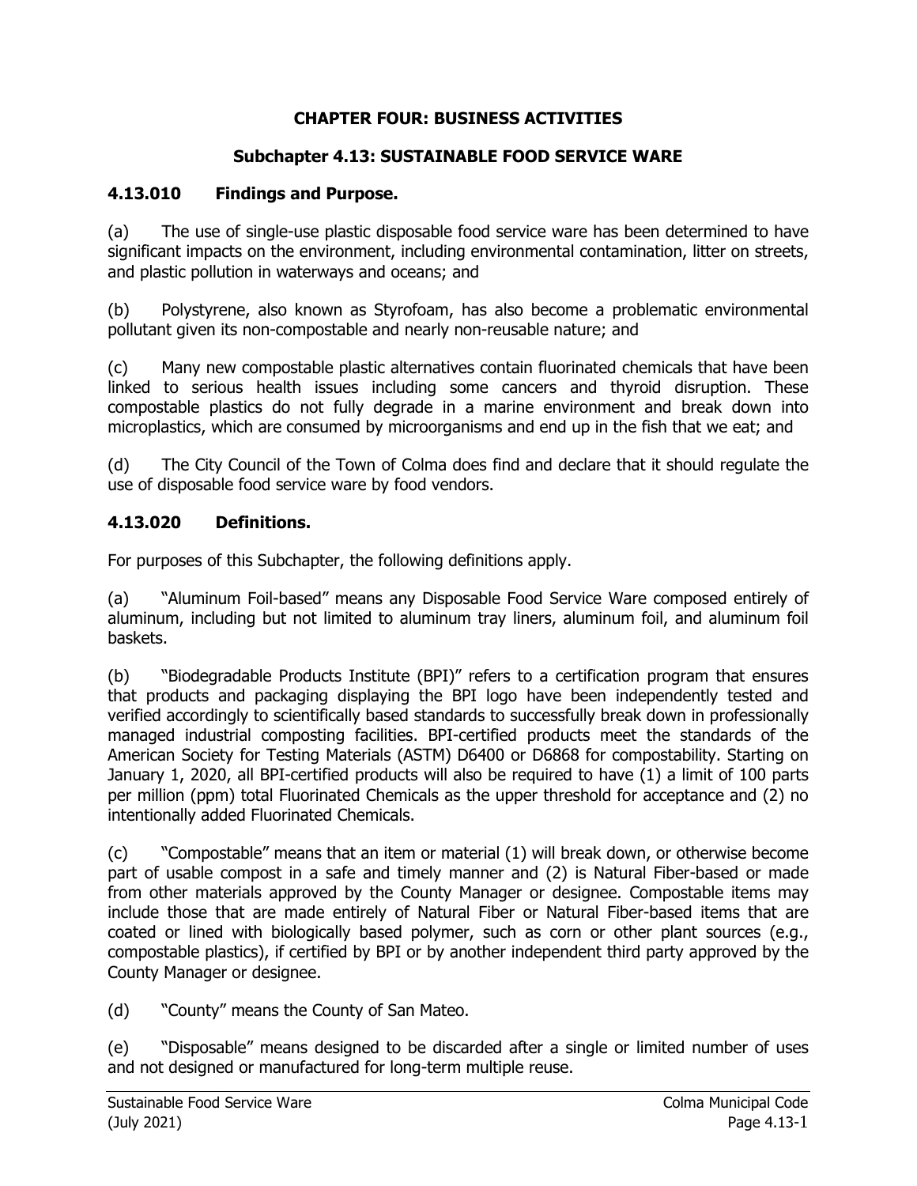# CHAPTER FOUR: BUSINESS ACTIVITIES

## Subchapter 4.13: SUSTAINABLE FOOD SERVICE WARE

### 4.13.010 Findings and Purpose.

(a) The use of single-use plastic disposable food service ware has been determined to have significant impacts on the environment, including environmental contamination, litter on streets, and plastic pollution in waterways and oceans; and

(b) Polystyrene, also known as Styrofoam, has also become a problematic environmental pollutant given its non-compostable and nearly non-reusable nature; and

(c) Many new compostable plastic alternatives contain fluorinated chemicals that have been linked to serious health issues including some cancers and thyroid disruption. These compostable plastics do not fully degrade in a marine environment and break down into microplastics, which are consumed by microorganisms and end up in the fish that we eat; and

(d) The City Council of the Town of Colma does find and declare that it should regulate the use of disposable food service ware by food vendors.

### 4.13.020 Definitions.

For purposes of this Subchapter, the following definitions apply.

(a) "Aluminum Foil-based" means any Disposable Food Service Ware composed entirely of aluminum, including but not limited to aluminum tray liners, aluminum foil, and aluminum foil baskets.

(b) "Biodegradable Products Institute (BPI)" refers to a certification program that ensures that products and packaging displaying the BPI logo have been independently tested and verified accordingly to scientifically based standards to successfully break down in professionally managed industrial composting facilities. BPI-certified products meet the standards of the American Society for Testing Materials (ASTM) D6400 or D6868 for compostability. Starting on January 1, 2020, all BPI-certified products will also be required to have (1) a limit of 100 parts per million (ppm) total Fluorinated Chemicals as the upper threshold for acceptance and (2) no intentionally added Fluorinated Chemicals.

(c) "Compostable" means that an item or material (1) will break down, or otherwise become part of usable compost in a safe and timely manner and (2) is Natural Fiber-based or made from other materials approved by the County Manager or designee. Compostable items may include those that are made entirely of Natural Fiber or Natural Fiber-based items that are coated or lined with biologically based polymer, such as corn or other plant sources (e.g., compostable plastics), if certified by BPI or by another independent third party approved by the County Manager or designee.

(d) "County" means the County of San Mateo.

(e) "Disposable" means designed to be discarded after a single or limited number of uses and not designed or manufactured for long-term multiple reuse.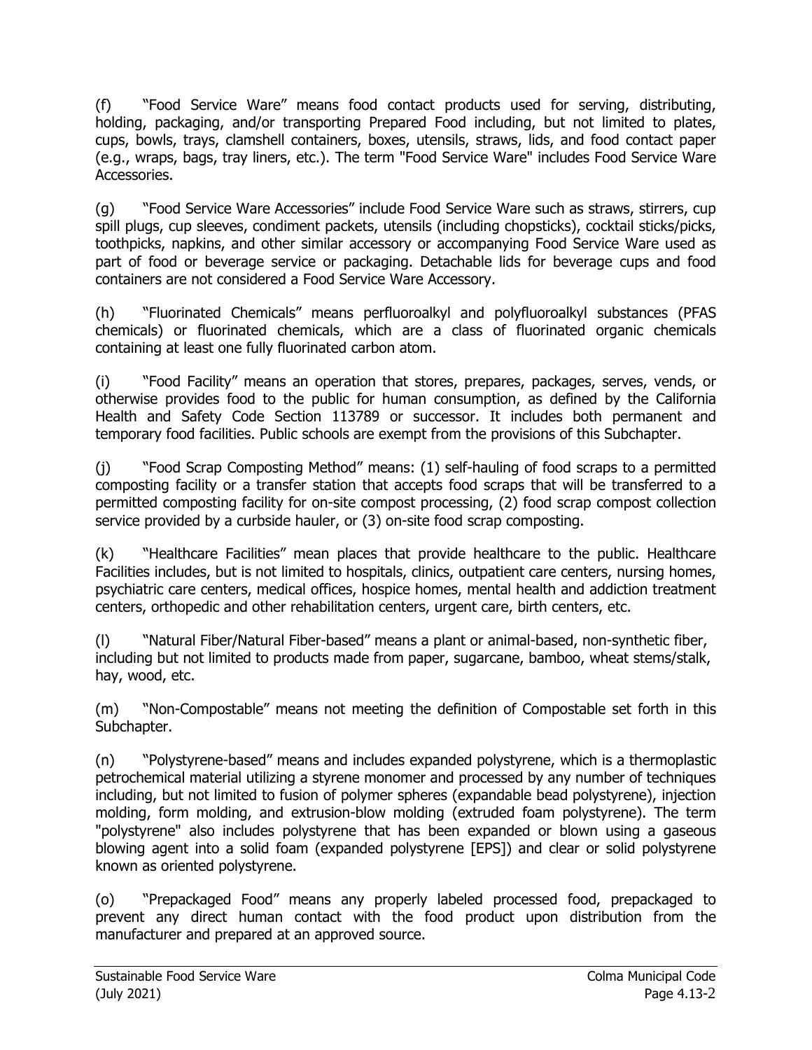(f) "Food Service Ware" means food contact products used for serving, distributing, holding, packaging, and/or transporting Prepared Food including, but not limited to plates, cups, bowls, trays, clamshell containers, boxes, utensils, straws, lids, and food contact paper (e.g., wraps, bags, tray liners, etc.). The term "Food Service Ware" includes Food Service Ware Accessories.

(g) "Food Service Ware Accessories" include Food Service Ware such as straws, stirrers, cup spill plugs, cup sleeves, condiment packets, utensils (including chopsticks), cocktail sticks/picks, toothpicks, napkins, and other similar accessory or accompanying Food Service Ware used as part of food or beverage service or packaging. Detachable lids for beverage cups and food containers are not considered a Food Service Ware Accessory.

(h) "Fluorinated Chemicals" means perfluoroalkyl and polyfluoroalkyl substances (PFAS chemicals) or fluorinated chemicals, which are a class of fluorinated organic chemicals containing at least one fully fluorinated carbon atom.

(i) "Food Facility" means an operation that stores, prepares, packages, serves, vends, or otherwise provides food to the public for human consumption, as defined by the California Health and Safety Code Section 113789 or successor. It includes both permanent and temporary food facilities. Public schools are exempt from the provisions of this Subchapter.

(j) "Food Scrap Composting Method" means: (1) self-hauling of food scraps to a permitted composting facility or a transfer station that accepts food scraps that will be transferred to a permitted composting facility for on-site compost processing, (2) food scrap compost collection service provided by a curbside hauler, or (3) on-site food scrap composting.

(k) "Healthcare Facilities" mean places that provide healthcare to the public. Healthcare Facilities includes, but is not limited to hospitals, clinics, outpatient care centers, nursing homes, psychiatric care centers, medical offices, hospice homes, mental health and addiction treatment centers, orthopedic and other rehabilitation centers, urgent care, birth centers, etc.

(l) "Natural Fiber/Natural Fiber-based" means a plant or animal-based, non-synthetic fiber, including but not limited to products made from paper, sugarcane, bamboo, wheat stems/stalk, hay, wood, etc.

(m) "Non-Compostable" means not meeting the definition of Compostable set forth in this Subchapter.

(n) "Polystyrene-based" means and includes expanded polystyrene, which is a thermoplastic petrochemical material utilizing a styrene monomer and processed by any number of techniques including, but not limited to fusion of polymer spheres (expandable bead polystyrene), injection molding, form molding, and extrusion-blow molding (extruded foam polystyrene). The term "polystyrene" also includes polystyrene that has been expanded or blown using a gaseous blowing agent into a solid foam (expanded polystyrene [EPS]) and clear or solid polystyrene known as oriented polystyrene.

(o) "Prepackaged Food" means any properly labeled processed food, prepackaged to prevent any direct human contact with the food product upon distribution from the manufacturer and prepared at an approved source.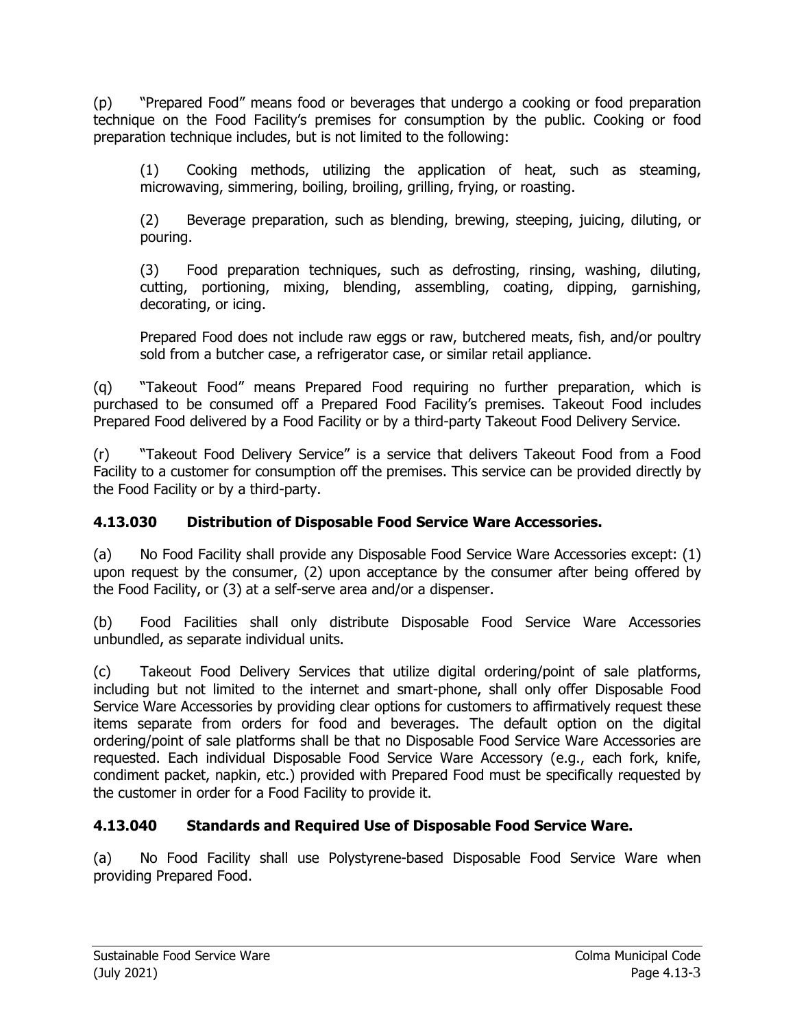(p) "Prepared Food" means food or beverages that undergo a cooking or food preparation technique on the Food Facility's premises for consumption by the public. Cooking or food preparation technique includes, but is not limited to the following:

(1) Cooking methods, utilizing the application of heat, such as steaming, microwaving, simmering, boiling, broiling, grilling, frying, or roasting.

(2) Beverage preparation, such as blending, brewing, steeping, juicing, diluting, or pouring.

(3) Food preparation techniques, such as defrosting, rinsing, washing, diluting, cutting, portioning, mixing, blending, assembling, coating, dipping, garnishing, decorating, or icing.

Prepared Food does not include raw eggs or raw, butchered meats, fish, and/or poultry sold from a butcher case, a refrigerator case, or similar retail appliance.

(q) "Takeout Food" means Prepared Food requiring no further preparation, which is purchased to be consumed off a Prepared Food Facility's premises. Takeout Food includes Prepared Food delivered by a Food Facility or by a third-party Takeout Food Delivery Service.

(r) "Takeout Food Delivery Service" is a service that delivers Takeout Food from a Food Facility to a customer for consumption off the premises. This service can be provided directly by the Food Facility or by a third-party.

### 4.13.030 Distribution of Disposable Food Service Ware Accessories.

(a) No Food Facility shall provide any Disposable Food Service Ware Accessories except: (1) upon request by the consumer, (2) upon acceptance by the consumer after being offered by the Food Facility, or (3) at a self-serve area and/or a dispenser.

(b) Food Facilities shall only distribute Disposable Food Service Ware Accessories unbundled, as separate individual units.

(c) Takeout Food Delivery Services that utilize digital ordering/point of sale platforms, including but not limited to the internet and smart-phone, shall only offer Disposable Food Service Ware Accessories by providing clear options for customers to affirmatively request these items separate from orders for food and beverages. The default option on the digital ordering/point of sale platforms shall be that no Disposable Food Service Ware Accessories are requested. Each individual Disposable Food Service Ware Accessory (e.g., each fork, knife, condiment packet, napkin, etc.) provided with Prepared Food must be specifically requested by the customer in order for a Food Facility to provide it.

### 4.13.040 Standards and Required Use of Disposable Food Service Ware.

(a) No Food Facility shall use Polystyrene-based Disposable Food Service Ware when providing Prepared Food.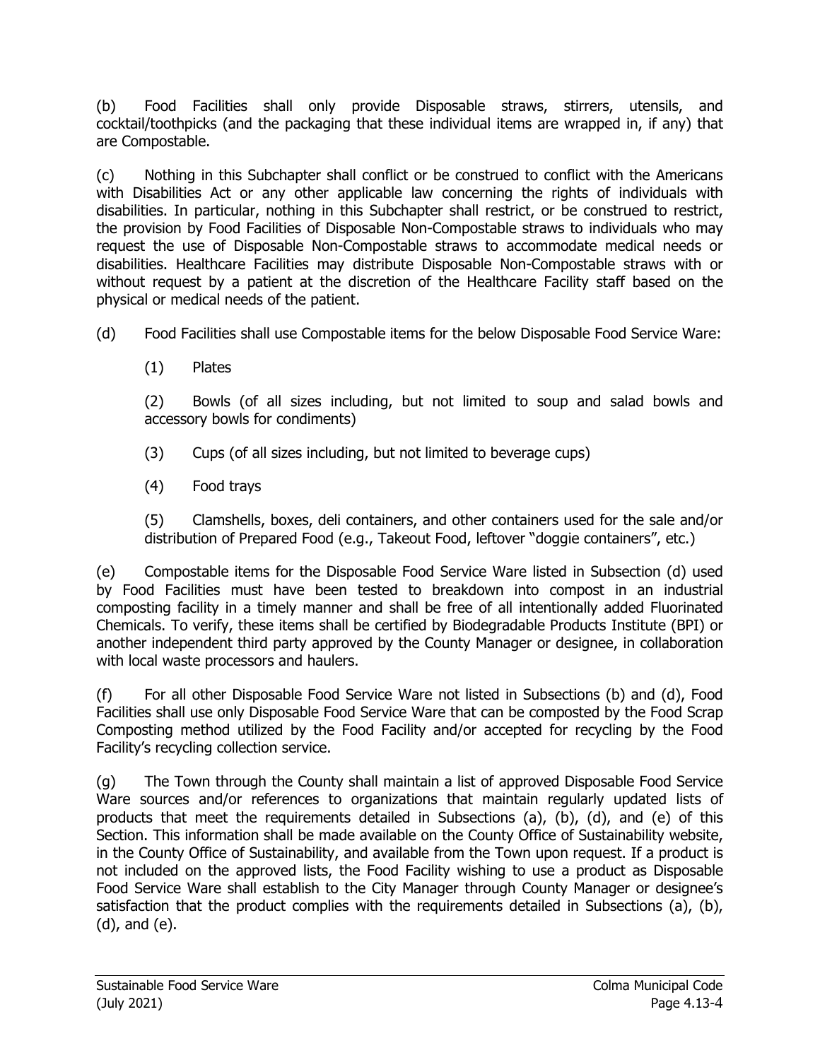(b) Food Facilities shall only provide Disposable straws, stirrers, utensils, and cocktail/toothpicks (and the packaging that these individual items are wrapped in, if any) that are Compostable.

(c) Nothing in this Subchapter shall conflict or be construed to conflict with the Americans with Disabilities Act or any other applicable law concerning the rights of individuals with disabilities. In particular, nothing in this Subchapter shall restrict, or be construed to restrict, the provision by Food Facilities of Disposable Non-Compostable straws to individuals who may request the use of Disposable Non-Compostable straws to accommodate medical needs or disabilities. Healthcare Facilities may distribute Disposable Non-Compostable straws with or without request by a patient at the discretion of the Healthcare Facility staff based on the physical or medical needs of the patient.

(d) Food Facilities shall use Compostable items for the below Disposable Food Service Ware:

(1) Plates

(2) Bowls (of all sizes including, but not limited to soup and salad bowls and accessory bowls for condiments)

(3) Cups (of all sizes including, but not limited to beverage cups)

(4) Food trays

(5) Clamshells, boxes, deli containers, and other containers used for the sale and/or distribution of Prepared Food (e.g., Takeout Food, leftover "doggie containers", etc.)

(e) Compostable items for the Disposable Food Service Ware listed in Subsection (d) used by Food Facilities must have been tested to breakdown into compost in an industrial composting facility in a timely manner and shall be free of all intentionally added Fluorinated Chemicals. To verify, these items shall be certified by Biodegradable Products Institute (BPI) or another independent third party approved by the County Manager or designee, in collaboration with local waste processors and haulers.

(f) For all other Disposable Food Service Ware not listed in Subsections (b) and (d), Food Facilities shall use only Disposable Food Service Ware that can be composted by the Food Scrap Composting method utilized by the Food Facility and/or accepted for recycling by the Food Facility's recycling collection service.

(g) The Town through the County shall maintain a list of approved Disposable Food Service Ware sources and/or references to organizations that maintain regularly updated lists of products that meet the requirements detailed in Subsections (a), (b), (d), and (e) of this Section. This information shall be made available on the County Office of Sustainability website, in the County Office of Sustainability, and available from the Town upon request. If a product is not included on the approved lists, the Food Facility wishing to use a product as Disposable Food Service Ware shall establish to the City Manager through County Manager or designee's satisfaction that the product complies with the requirements detailed in Subsections (a), (b), (d), and (e).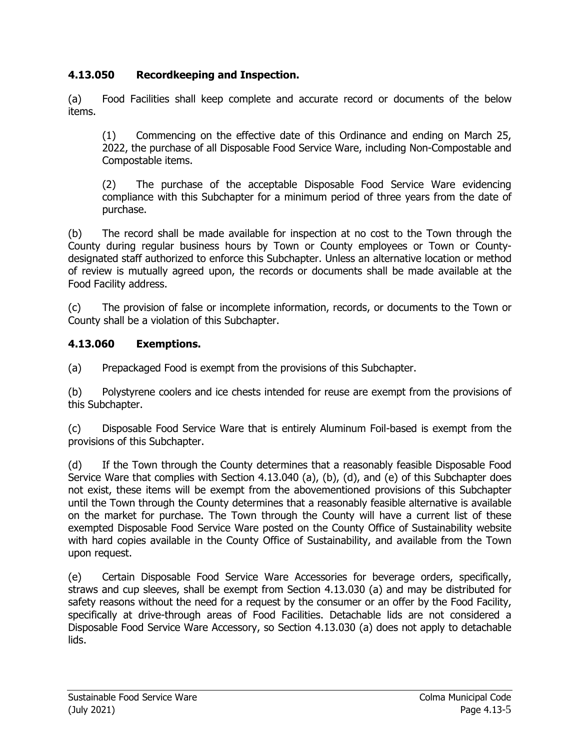### 4.13.050 Recordkeeping and Inspection.

(a) Food Facilities shall keep complete and accurate record or documents of the below items.

> (1) Commencing on the effective date of this Ordinance and ending on March 25, 2022, the purchase of all Disposable Food Service Ware, including Non-Compostable and Compostable items.
>
> (2) The purchase of the acceptable Disposable Food Service Ware evidencing compliance with this Subchapter for a minimum period of three years from the date of purchase.

(b) The record shall be made available for inspection at no cost to the Town through the County during regular business hours by Town or County employees or Town or County-designated staff authorized to enforce this Subchapter. Unless an alternative location or method of review is mutually agreed upon, the records or documents shall be made available at the Food Facility address.

(c) The provision of false or incomplete information, records, or documents to the Town or County shall be a violation of this Subchapter.

### 4.13.060 Exemptions.

(a) Prepackaged Food is exempt from the provisions of this Subchapter.

(b) Polystyrene coolers and ice chests intended for reuse are exempt from the provisions of this Subchapter.

(c) Disposable Food Service Ware that is entirely Aluminum Foil-based is exempt from the provisions of this Subchapter.

(d) If the Town through the County determines that a reasonably feasible Disposable Food Service Ware that complies with Section 4.13.040 (a), (b), (d), and (e) of this Subchapter does not exist, these items will be exempt from the abovementioned provisions of this Subchapter until the Town through the County determines that a reasonably feasible alternative is available on the market for purchase. The Town through the County will have a current list of these exempted Disposable Food Service Ware posted on the County Office of Sustainability website with hard copies available in the County Office of Sustainability, and available from the Town upon request.

(e) Certain Disposable Food Service Ware Accessories for beverage orders, specifically, straws and cup sleeves, shall be exempt from Section 4.13.030 (a) and may be distributed for safety reasons without the need for a request by the consumer or an offer by the Food Facility, specifically at drive-through areas of Food Facilities. Detachable lids are not considered a Disposable Food Service Ware Accessory, so Section 4.13.030 (a) does not apply to detachable lids.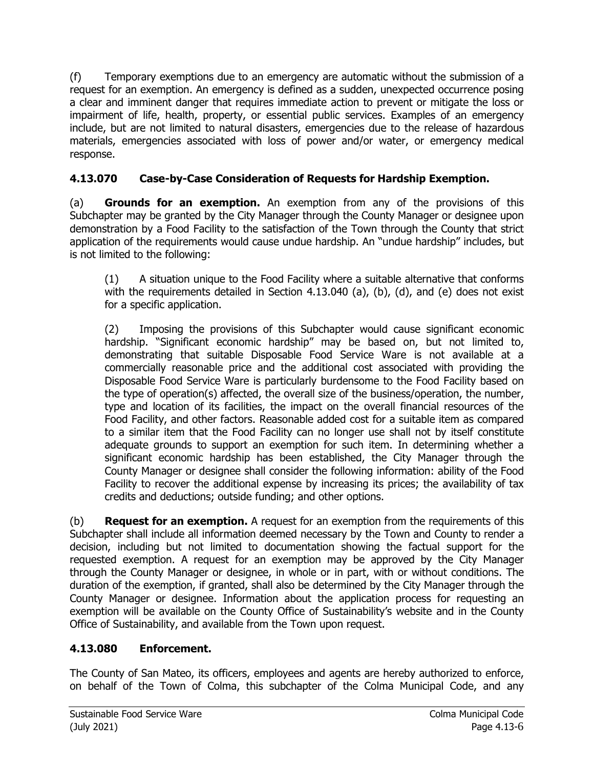(f) Temporary exemptions due to an emergency are automatic without the submission of a request for an exemption. An emergency is defined as a sudden, unexpected occurrence posing a clear and imminent danger that requires immediate action to prevent or mitigate the loss or impairment of life, health, property, or essential public services. Examples of an emergency include, but are not limited to natural disasters, emergencies due to the release of hazardous materials, emergencies associated with loss of power and/or water, or emergency medical response.

### 4.13.070 Case-by-Case Consideration of Requests for Hardship Exemption.

(a) **Grounds for an exemption.** An exemption from any of the provisions of this Subchapter may be granted by the City Manager through the County Manager or designee upon demonstration by a Food Facility to the satisfaction of the Town through the County that strict application of the requirements would cause undue hardship. An "undue hardship" includes, but is not limited to the following:

(1) A situation unique to the Food Facility where a suitable alternative that conforms with the requirements detailed in Section 4.13.040 (a), (b), (d), and (e) does not exist for a specific application.

(2) Imposing the provisions of this Subchapter would cause significant economic hardship. "Significant economic hardship" may be based on, but not limited to, demonstrating that suitable Disposable Food Service Ware is not available at a commercially reasonable price and the additional cost associated with providing the Disposable Food Service Ware is particularly burdensome to the Food Facility based on the type of operation(s) affected, the overall size of the business/operation, the number, type and location of its facilities, the impact on the overall financial resources of the Food Facility, and other factors. Reasonable added cost for a suitable item as compared to a similar item that the Food Facility can no longer use shall not by itself constitute adequate grounds to support an exemption for such item. In determining whether a significant economic hardship has been established, the City Manager through the County Manager or designee shall consider the following information: ability of the Food Facility to recover the additional expense by increasing its prices; the availability of tax credits and deductions; outside funding; and other options.

(b) **Request for an exemption.** A request for an exemption from the requirements of this Subchapter shall include all information deemed necessary by the Town and County to render a decision, including but not limited to documentation showing the factual support for the requested exemption. A request for an exemption may be approved by the City Manager through the County Manager or designee, in whole or in part, with or without conditions. The duration of the exemption, if granted, shall also be determined by the City Manager through the County Manager or designee. Information about the application process for requesting an exemption will be available on the County Office of Sustainability's website and in the County Office of Sustainability, and available from the Town upon request.

### 4.13.080 Enforcement.

The County of San Mateo, its officers, employees and agents are hereby authorized to enforce, on behalf of the Town of Colma, this subchapter of the Colma Municipal Code, and any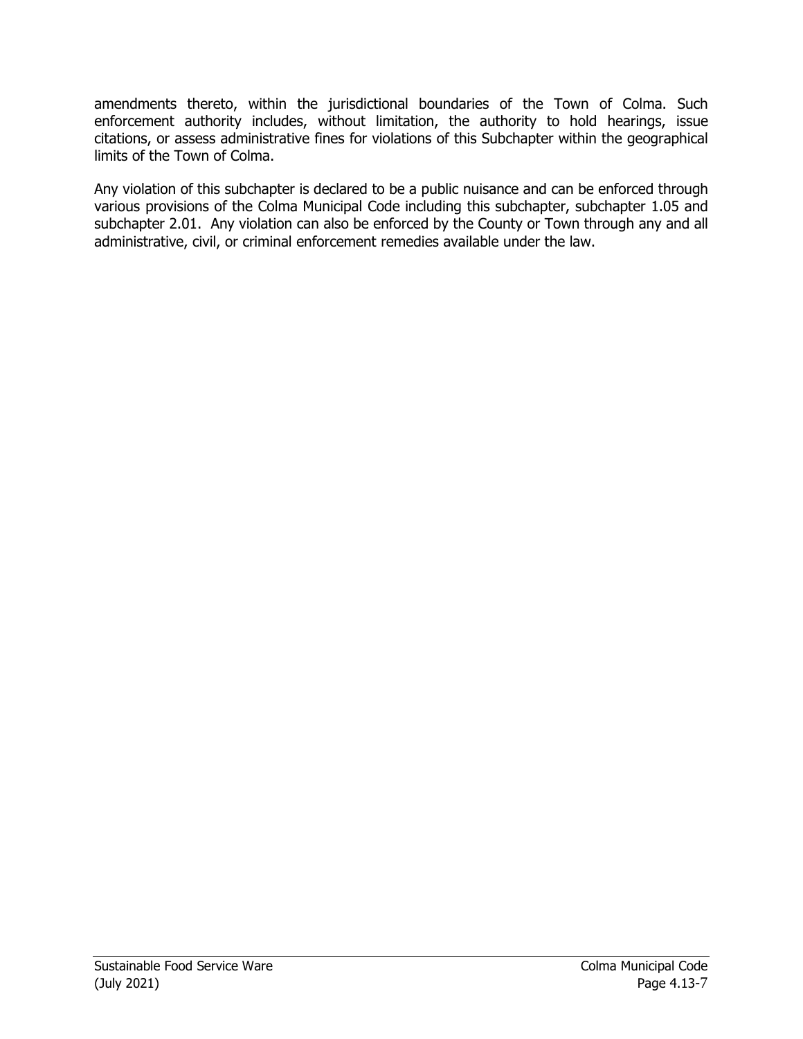amendments thereto, within the jurisdictional boundaries of the Town of Colma. Such enforcement authority includes, without limitation, the authority to hold hearings, issue citations, or assess administrative fines for violations of this Subchapter within the geographical limits of the Town of Colma.

Any violation of this subchapter is declared to be a public nuisance and can be enforced through various provisions of the Colma Municipal Code including this subchapter, subchapter 1.05 and subchapter 2.01. Any violation can also be enforced by the County or Town through any and all administrative, civil, or criminal enforcement remedies available under the law.